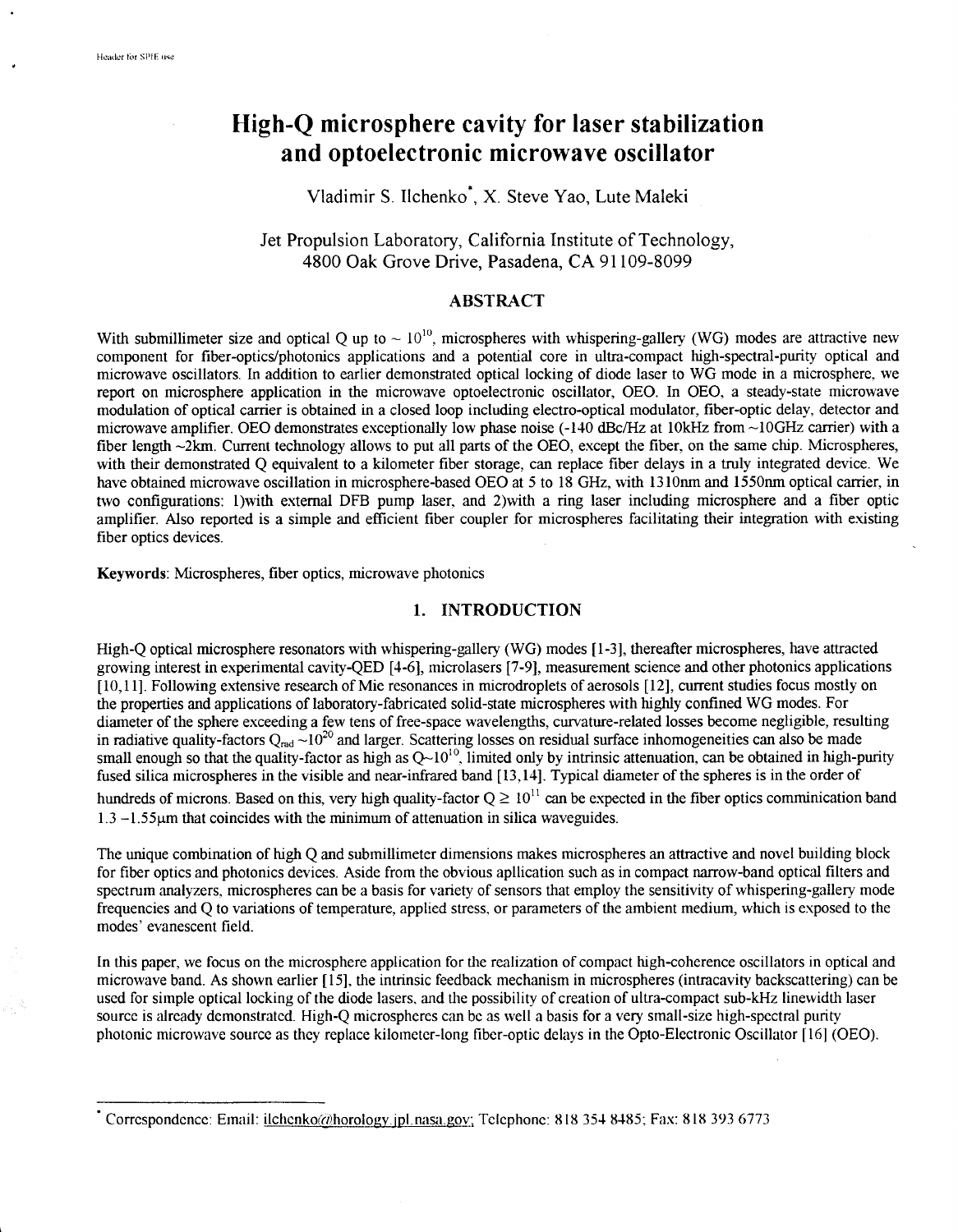# High-Q microsphere cavity for laser stabilization and optoelectronic microwave oscillator

Vladimir S. Ilchenko*, X. Steve Yao, Lute Maleki

Jet Propulsion Laboratory, California Institute of Technology,
4800 Oak Grove Drive, Pasadena, CA 91109-8099

## ABSTRACT

With submillimeter size and optical Q up to $\sim 10^{10}$, microspheres with whispering-gallery (WG) modes are attractive new component for fiber-optics/photonics applications and a potential core in ultra-compact high-spectral-purity optical and microwave oscillators. In addition to earlier demonstrated optical locking of diode laser to WG mode in a microsphere, we report on microsphere application in the microwave optoelectronic oscillator, OEO. In OEO, a steady-state microwave modulation of optical carrier is obtained in a closed loop including electro-optical modulator, fiber-optic delay, detector and microwave amplifier. OEO demonstrates exceptionally low phase noise (-140 dBc/Hz at 10kHz from ~10GHz carrier) with a fiber length ~2km. Current technology allows to put all parts of the OEO, except the fiber, on the same chip. Microspheres, with their demonstrated Q equivalent to a kilometer fiber storage, can replace fiber delays in a truly integrated device. We have obtained microwave oscillation in microsphere-based OEO at 5 to 18 GHz, with 1310nm and 1550nm optical carrier, in two configurations: 1)with external DFB pump laser, and 2)with a ring laser including microsphere and a fiber optic amplifier. Also reported is a simple and efficient fiber coupler for microspheres facilitating their integration with existing fiber optics devices.

**Keywords**: Microspheres, fiber optics, microwave photonics

## 1. INTRODUCTION

High-Q optical microsphere resonators with whispering-gallery (WG) modes [1-3], thereafter microspheres, have attracted growing interest in experimental cavity-QED [4-6], microlasers [7-9], measurement science and other photonics applications [10,11]. Following extensive research of Mie resonances in microdroplets of aerosols [12], current studies focus mostly on the properties and applications of laboratory-fabricated solid-state microspheres with highly confined WG modes. For diameter of the sphere exceeding a few tens of free-space wavelengths, curvature-related losses become negligible, resulting in radiative quality-factors $Q_{rad} \sim 10^{20}$ and larger. Scattering losses on residual surface inhomogeneities can also be made small enough so that the quality-factor as high as $Q \sim 10^{10}$, limited only by intrinsic attenuation, can be obtained in high-purity fused silica microspheres in the visible and near-infrared band [13,14]. Typical diameter of the spheres is in the order of hundreds of microns. Based on this, very high quality-factor $Q \geq 10^{11}$ can be expected in the fiber optics comminication band $1.3 - 1.55\mu m$ that coincides with the minimum of attenuation in silica waveguides.

The unique combination of high Q and submillimeter dimensions makes microspheres an attractive and novel building block for fiber optics and photonics devices. Aside from the obvious apllication such as in compact narrow-band optical filters and spectrum analyzers, microspheres can be a basis for variety of sensors that employ the sensitivity of whispering-gallery mode frequencies and Q to variations of temperature, applied stress, or parameters of the ambient medium, which is exposed to the modes' evanescent field.

In this paper, we focus on the microsphere application for the realization of compact high-coherence oscillators in optical and microwave band. As shown earlier [15], the intrinsic feedback mechanism in microspheres (intracavity backscattering) can be used for simple optical locking of the diode lasers, and the possibility of creation of ultra-compact sub-kHz linewidth laser source is already demonstrated. High-Q microspheres can be as well a basis for a very small-size high-spectral purity photonic microwave source as they replace kilometer-long fiber-optic delays in the Opto-Electronic Oscillator [16] (OEO).

* Correspondence: Email: ilchenko@horology.jpl.nasa.gov; Telephone: 818 354 8485; Fax: 818 393 6773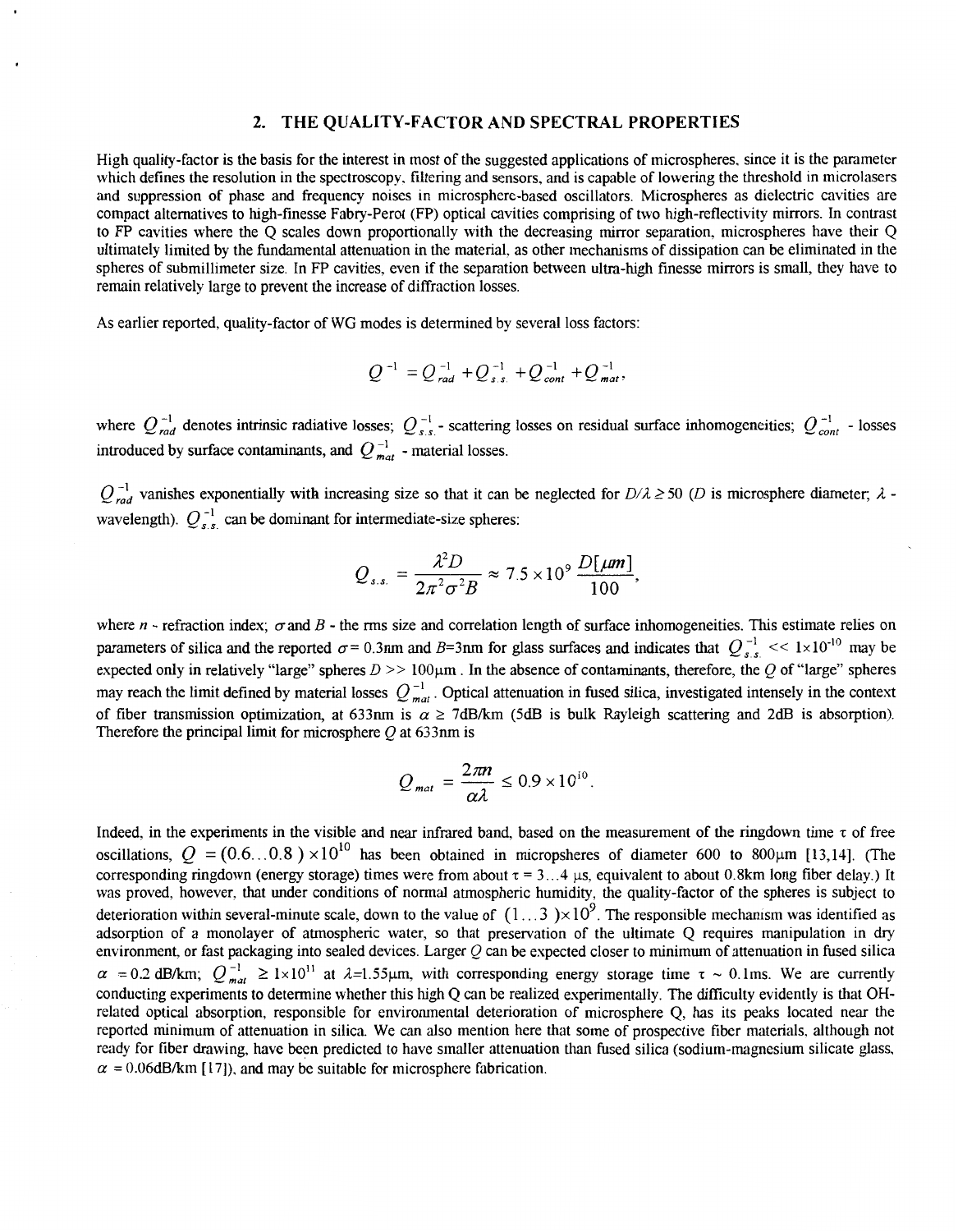## 2. THE QUALITY-FACTOR AND SPECTRAL PROPERTIES

High quality-factor is the basis for the interest in most of the suggested applications of microspheres, since it is the parameter which defines the resolution in the spectroscopy, filtering and sensors, and is capable of lowering the threshold in microlasers and suppression of phase and frequency noises in microsphere-based oscillators. Microspheres as dielectric cavities are compact alternatives to high-finesse Fabry-Perot (FP) optical cavities comprising of two high-reflectivity mirrors. In contrast to FP cavities where the Q scales down proportionally with the decreasing mirror separation, microspheres have their Q ultimately limited by the fundamental attenuation in the material, as other mechanisms of dissipation can be eliminated in the spheres of submillimeter size. In FP cavities, even if the separation between ultra-high finesse mirrors is small, they have to remain relatively large to prevent the increase of diffraction losses.

As earlier reported, quality-factor of WG modes is determined by several loss factors:

$$Q^{-1} = Q_{rad}^{-1} + Q_{s.s.}^{-1} + Q_{cont}^{-1} + Q_{mat}^{-1},$$

where $Q_{rad}^{-1}$ denotes intrinsic radiative losses; $Q_{s.s.}^{-1}$ - scattering losses on residual surface inhomogeneities; $Q_{cont}^{-1}$ - losses introduced by surface contaminants, and $Q_{mat}^{-1}$ - material losses.

$Q_{rad}^{-1}$ vanishes exponentially with increasing size so that it can be neglected for $D/\lambda \geq 50$ ($D$ is microsphere diameter; $\lambda$ - wavelength). $Q_{s.s.}^{-1}$ can be dominant for intermediate-size spheres:

$$Q_{s.s.} = \frac{\lambda^2 D}{2\pi^2 \sigma^2 B} \approx 7.5 \times 10^9 \frac{D[\mu m]}{100},$$

where $n$ - refraction index; $\sigma$ and $B$ - the rms size and correlation length of surface inhomogeneities. This estimate relies on parameters of silica and the reported $\sigma$ = 0.3nm and $B$=3nm for glass surfaces and indicates that $Q_{s.s.}^{-1} << 1\times10^{-10}$ may be expected only in relatively "large" spheres $D >> 100\mu$m . In the absence of contaminants, therefore, the $Q$ of "large" spheres may reach the limit defined by material losses $Q_{mat}^{-1}$. Optical attenuation in fused silica, investigated intensely in the context of fiber transmission optimization, at 633nm is $\alpha \geq$ 7dB/km (5dB is bulk Rayleigh scattering and 2dB is absorption). Therefore the principal limit for microsphere $Q$ at 633nm is

$$Q_{mat} = \frac{2\pi n}{\alpha\lambda} \leq 0.9 \times 10^{10}.$$

Indeed, in the experiments in the visible and near infrared band, based on the measurement of the ringdown time $\tau$ of free oscillations, $Q = (0.6\ldots0.8) \times 10^{10}$ has been obtained in micropspheres of diameter 600 to 800µm [13,14]. (The corresponding ringdown (energy storage) times were from about $\tau$ = 3...4 µs, equivalent to about 0.8km long fiber delay.) It was proved, however, that under conditions of normal atmospheric humidity, the quality-factor of the spheres is subject to deterioration within several-minute scale, down to the value of $(1\ldots3)\times10^{9}$. The responsible mechanism was identified as adsorption of a monolayer of atmospheric water, so that preservation of the ultimate Q requires manipulation in dry environment, or fast packaging into sealed devices. Larger $Q$ can be expected closer to minimum of attenuation in fused silica $\alpha$ = 0.2 dB/km; $Q_{mat}^{-1} \geq 1\times10^{11}$ at $\lambda$=1.55µm, with corresponding energy storage time $\tau \sim$ 0.1ms. We are currently conducting experiments to determine whether this high Q can be realized experimentally. The difficulty evidently is that OH-related optical absorption, responsible for environmental deterioration of microsphere Q, has its peaks located near the reported minimum of attenuation in silica. We can also mention here that some of prospective fiber materials, although not ready for fiber drawing, have been predicted to have smaller attenuation than fused silica (sodium-magnesium silicate glass, $\alpha$ = 0.06dB/km [17]), and may be suitable for microsphere fabrication.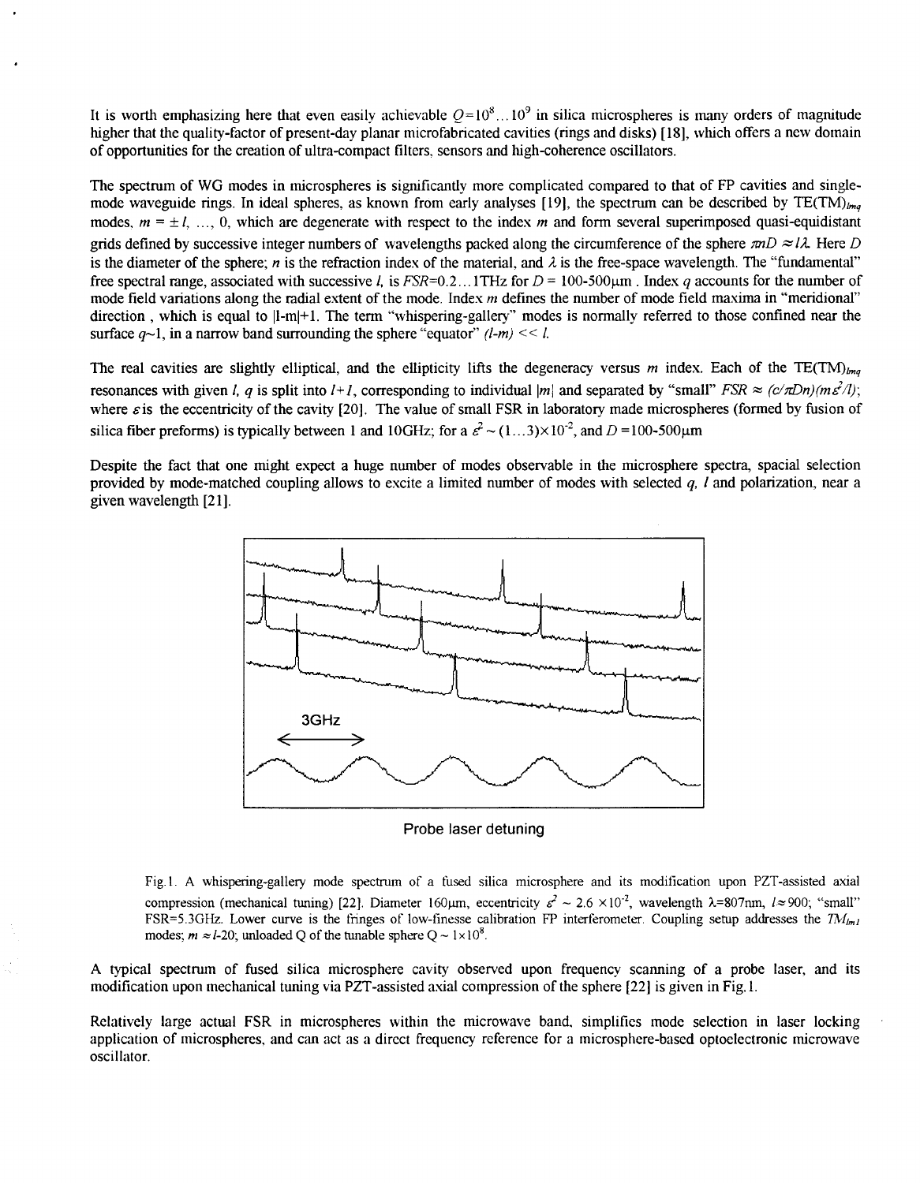It is worth emphasizing here that even easily achievable $Q=10^8 \ldots 10^9$ in silica microspheres is many orders of magnitude higher that the quality-factor of present-day planar microfabricated cavities (rings and disks) [18], which offers a new domain of opportunities for the creation of ultra-compact filters, sensors and high-coherence oscillators.

The spectrum of WG modes in microspheres is significantly more complicated compared to that of FP cavities and single-mode waveguide rings. In ideal spheres, as known from early analyses [19], the spectrum can be described by $TE(TM)_{lmq}$ modes, $m = \pm l, \ldots, 0$, which are degenerate with respect to the index $m$ and form several superimposed quasi-equidistant grids defined by successive integer numbers of wavelengths packed along the circumference of the sphere $\pi nD \approx l\lambda$. Here $D$ is the diameter of the sphere; $n$ is the refraction index of the material, and $\lambda$ is the free-space wavelength. The "fundamental" free spectral range, associated with successive $l$, is $FSR$=0.2...1THz for $D$ = 100-500μm . Index $q$ accounts for the number of mode field variations along the radial extent of the mode. Index $m$ defines the number of mode field maxima in "meridional" direction , which is equal to $|l-m|+1$. The term "whispering-gallery" modes is normally referred to those confined near the surface $q \sim 1$, in a narrow band surrounding the sphere "equator" $(l-m) << l$.

The real cavities are slightly elliptical, and the ellipticity lifts the degeneracy versus $m$ index. Each of the $TE(TM)_{lmq}$ resonances with given $l$, $q$ is split into $l+1$, corresponding to individual $|m|$ and separated by "small" $FSR \approx (c/\pi Dn)(m\varepsilon^2/l)$; where $\varepsilon$ is the eccentricity of the cavity [20]. The value of small FSR in laboratory made microspheres (formed by fusion of silica fiber preforms) is typically between 1 and 10GHz; for a $\varepsilon^2 \sim (1\ldots3)\times10^{-2}$, and $D$ =100-500μm

Despite the fact that one might expect a huge number of modes observable in the microsphere spectra, spacial selection provided by mode-matched coupling allows to excite a limited number of modes with selected $q$, $l$ and polarization, near a given wavelength [21].

3GHz

Probe laser detuning

Fig.1. A whispering-gallery mode spectrum of a fused silica microsphere and its modification upon PZT-assisted axial compression (mechanical tuning) [22]. Diameter 160μm, eccentricity $\varepsilon^2 \sim 2.6 \times10^{-2}$, wavelength λ=807nm, $l \approx 900$; "small" FSR=5.3GHz. Lower curve is the fringes of low-finesse calibration FP interferometer. Coupling setup addresses the $TM_{lml}$ modes; $m \approx l$-20; unloaded Q of the tunable sphere $Q \sim 1\times10^8$.

A typical spectrum of fused silica microsphere cavity observed upon frequency scanning of a probe laser, and its modification upon mechanical tuning via PZT-assisted axial compression of the sphere [22] is given in Fig.1.

Relatively large actual FSR in microspheres within the microwave band, simplifies mode selection in laser locking application of microspheres, and can act as a direct frequency reference for a microsphere-based optoelectronic microwave oscillator.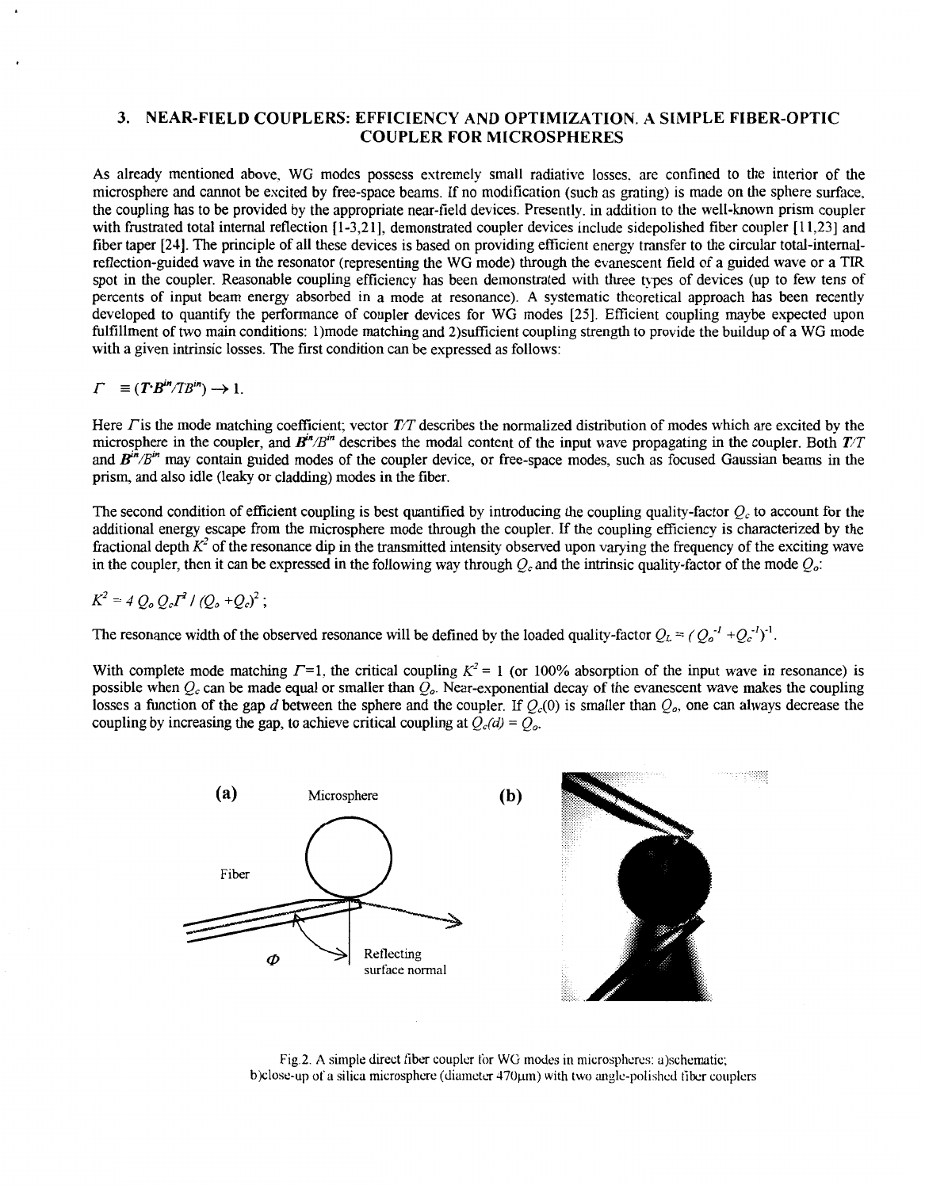## 3. NEAR-FIELD COUPLERS: EFFICIENCY AND OPTIMIZATION. A SIMPLE FIBER-OPTIC COUPLER FOR MICROSPHERES

As already mentioned above, WG modes possess extremely small radiative losses, are confined to the interior of the microsphere and cannot be excited by free-space beams. If no modification (such as grating) is made on the sphere surface, the coupling has to be provided by the appropriate near-field devices. Presently, in addition to the well-known prism coupler with frustrated total internal reflection [1-3,21], demonstrated coupler devices include sidepolished fiber coupler [11,23] and fiber taper [24]. The principle of all these devices is based on providing efficient energy transfer to the circular total-internal-reflection-guided wave in the resonator (representing the WG mode) through the evanescent field of a guided wave or a TIR spot in the coupler. Reasonable coupling efficiency has been demonstrated with three types of devices (up to few tens of percents of input beam energy absorbed in a mode at resonance). A systematic theoretical approach has been recently developed to quantify the performance of coupler devices for WG modes [25]. Efficient coupling maybe expected upon fulfillment of two main conditions: 1)mode matching and 2)sufficient coupling strength to provide the buildup of a WG mode with a given intrinsic losses. The first condition can be expressed as follows:

$$\Gamma \equiv (\boldsymbol{T}\cdot\boldsymbol{B}^{in}/TB^{in}) \rightarrow 1.$$

Here $\Gamma$ is the mode matching coefficient; vector $\boldsymbol{T}/T$ describes the normalized distribution of modes which are excited by the microsphere in the coupler, and $\boldsymbol{B}^{in}/B^{in}$ describes the modal content of the input wave propagating in the coupler. Both $\boldsymbol{T}/T$ and $\boldsymbol{B}^{in}/B^{in}$ may contain guided modes of the coupler device, or free-space modes, such as focused Gaussian beams in the prism, and also idle (leaky or cladding) modes in the fiber.

The second condition of efficient coupling is best quantified by introducing the coupling quality-factor $Q_c$ to account for the additional energy escape from the microsphere mode through the coupler. If the coupling efficiency is characterized by the fractional depth $K^2$ of the resonance dip in the transmitted intensity observed upon varying the frequency of the exciting wave in the coupler, then it can be expressed in the following way through $Q_c$ and the intrinsic quality-factor of the mode $Q_o$:

$$K^2 = 4\, Q_o\, Q_c \Gamma^2 / (Q_o + Q_c)^2 ;$$

The resonance width of the observed resonance will be defined by the loaded quality-factor $Q_L = (Q_o^{-1} + Q_c^{-1})^{-1}$.

With complete mode matching $\Gamma = 1$, the critical coupling $K^2 = 1$ (or 100% absorption of the input wave in resonance) is possible when $Q_c$ can be made equal or smaller than $Q_o$. Near-exponential decay of the evanescent wave makes the coupling losses a function of the gap $d$ between the sphere and the coupler. If $Q_c(0)$ is smaller than $Q_o$, one can always decrease the coupling by increasing the gap, to achieve critical coupling at $Q_c(d) = Q_o$.

Fig.2. A simple direct fiber coupler for WG modes in microspheres: a)schematic; b)close-up of a silica microsphere (diameter 470μm) with two angle-polished fiber couplers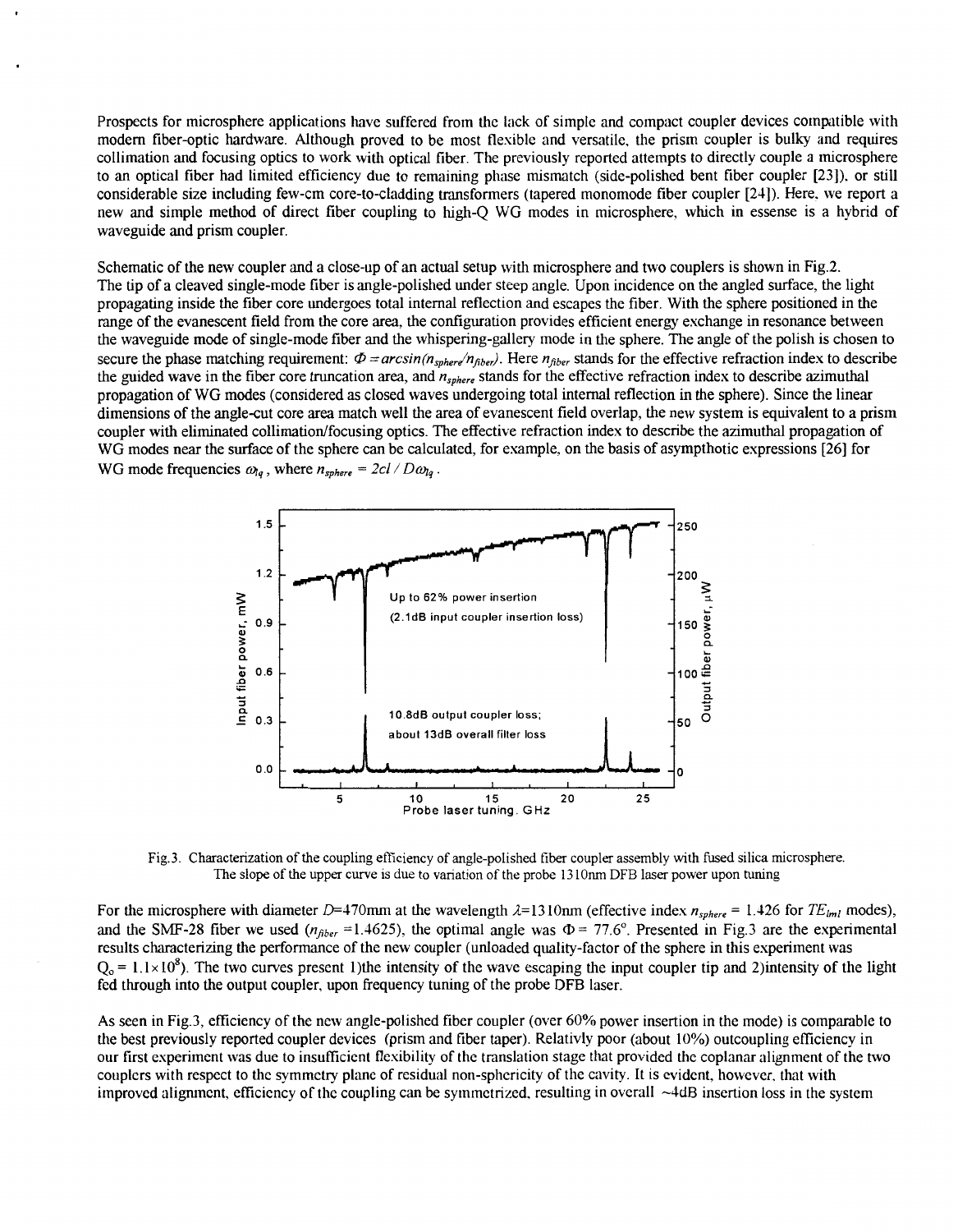Prospects for microsphere applications have suffered from the lack of simple and compact coupler devices compatible with modern fiber-optic hardware. Although proved to be most flexible and versatile, the prism coupler is bulky and requires collimation and focusing optics to work with optical fiber. The previously reported attempts to directly couple a microsphere to an optical fiber had limited efficiency due to remaining phase mismatch (side-polished bent fiber coupler [23]), or still considerable size including few-cm core-to-cladding transformers (tapered monomode fiber coupler [24]). Here, we report a new and simple method of direct fiber coupling to high-Q WG modes in microsphere, which in essense is a hybrid of waveguide and prism coupler.

Schematic of the new coupler and a close-up of an actual setup with microsphere and two couplers is shown in Fig.2.
The tip of a cleaved single-mode fiber is angle-polished under steep angle. Upon incidence on the angled surface, the light propagating inside the fiber core undergoes total internal reflection and escapes the fiber. With the sphere positioned in the range of the evanescent field from the core area, the configuration provides efficient energy exchange in resonance between the waveguide mode of single-mode fiber and the whispering-gallery mode in the sphere. The angle of the polish is chosen to secure the phase matching requirement: $\Phi = \arcsin(n_{sphere}/n_{fiber})$. Here $n_{fiber}$ stands for the effective refraction index to describe the guided wave in the fiber core truncation area, and $n_{sphere}$ stands for the effective refraction index to describe azimuthal propagation of WG modes (considered as closed waves undergoing total internal reflection in the sphere). Since the linear dimensions of the angle-cut core area match well the area of evanescent field overlap, the new system is equivalent to a prism coupler with eliminated collimation/focusing optics. The effective refraction index to describe the azimuthal propagation of WG modes near the surface of the sphere can be calculated, for example, on the basis of asympthotic expressions [26] for WG mode frequencies $\omega_{lq}$, where $n_{sphere} = 2cl / D\omega_{lq}$.

Fig.3. Characterization of the coupling efficiency of angle-polished fiber coupler assembly with fused silica microsphere. The slope of the upper curve is due to variation of the probe 1310nm DFB laser power upon tuning

For the microsphere with diameter $D$=470mm at the wavelength $\lambda$=1310nm (effective index $n_{sphere}$ = 1.426 for $TE_{lml}$ modes), and the SMF-28 fiber we used ($n_{fiber}$ =1.4625), the optimal angle was $\Phi$ = 77.6°. Presented in Fig.3 are the experimental results characterizing the performance of the new coupler (unloaded quality-factor of the sphere in this experiment was $Q_o = 1.1\times10^8$). The two curves present 1)the intensity of the wave escaping the input coupler tip and 2)intensity of the light fed through into the output coupler, upon frequency tuning of the probe DFB laser.

As seen in Fig.3, efficiency of the new angle-polished fiber coupler (over 60% power insertion in the mode) is comparable to the best previously reported coupler devices (prism and fiber taper). Relativly poor (about 10%) outcoupling efficiency in our first experiment was due to insufficient flexibility of the translation stage that provided the coplanar alignment of the two couplers with respect to the symmetry plane of residual non-sphericity of the cavity. It is evident, however, that with improved alignment, efficiency of the coupling can be symmetrized, resulting in overall ~4dB insertion loss in the system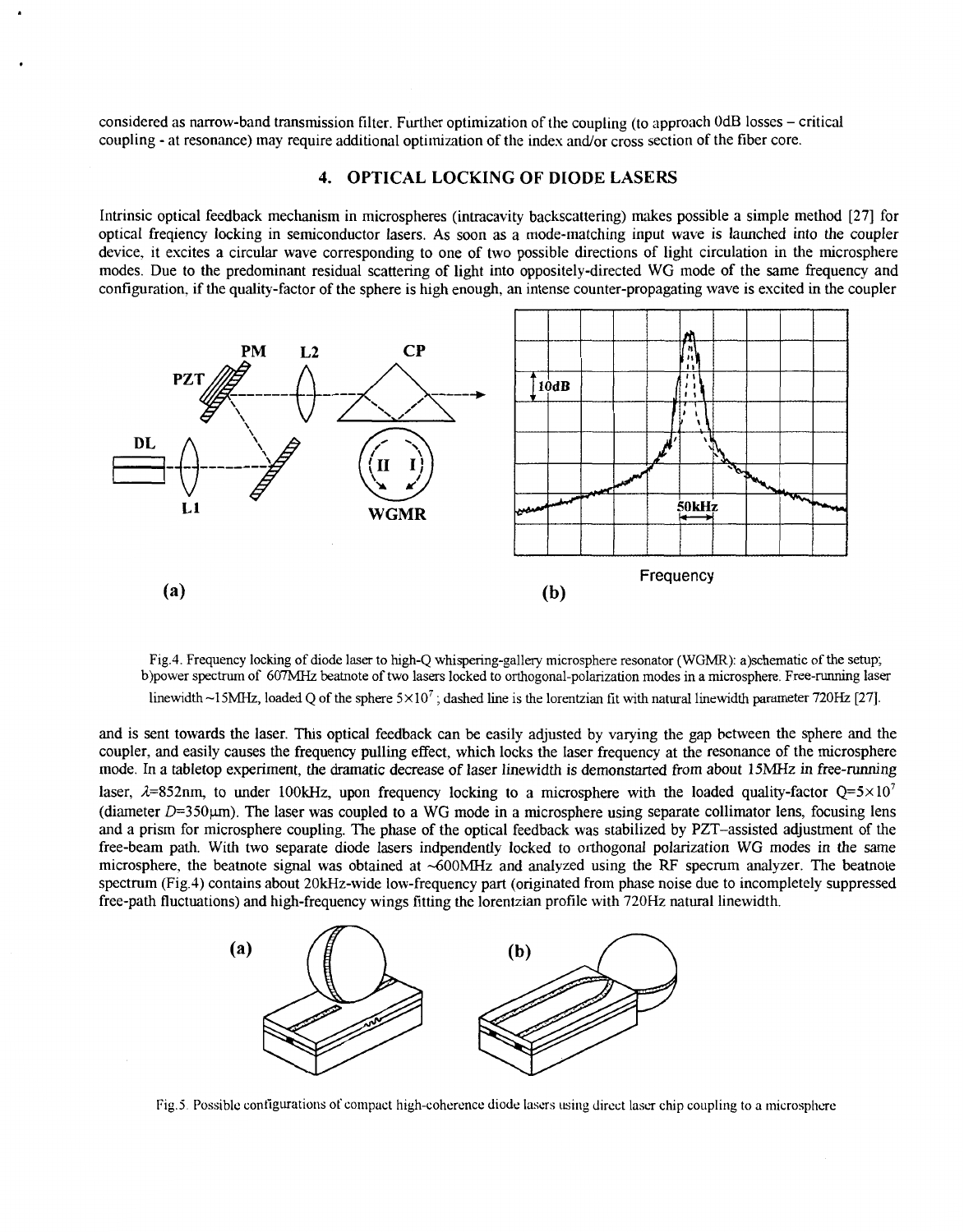considered as narrow-band transmission filter. Further optimization of the coupling (to approach 0dB losses – critical coupling - at resonance) may require additional optimization of the index and/or cross section of the fiber core.

## 4. OPTICAL LOCKING OF DIODE LASERS

Intrinsic optical feedback mechanism in microspheres (intracavity backscattering) makes possible a simple method [27] for optical freqiency locking in semiconductor lasers. As soon as a mode-matching input wave is launched into the coupler device, it excites a circular wave corresponding to one of two possible directions of light circulation in the microsphere modes. Due to the predominant residual scattering of light into oppositely-directed WG mode of the same frequency and configuration, if the quality-factor of the sphere is high enough, an intense counter-propagating wave is excited in the coupler and is sent towards the laser. This optical feedback can be easily adjusted by varying the gap between the sphere and the coupler, and easily causes the frequency pulling effect, which locks the laser frequency at the resonance of the microsphere mode. In a tabletop experiment, the dramatic decrease of laser linewidth is demonstarted from about 15MHz in free-running laser, $\lambda$=852nm, to under 100kHz, upon frequency locking to a microsphere with the loaded quality-factor $Q=5\times10^7$ (diameter $D$=350μm). The laser was coupled to a WG mode in a microsphere using separate collimator lens, focusing lens and a prism for microsphere coupling. The phase of the optical feedback was stabilized by PZT–assisted adjustment of the free-beam path. With two separate diode lasers indpendently locked to orthogonal polarization WG modes in the same microsphere, the beatnote signal was obtained at ~600MHz and analyzed using the RF specrum analyzer. The beatnote spectrum (Fig.4) contains about 20kHz-wide low-frequency part (originated from phase noise due to incompletely suppressed free-path fluctuations) and high-frequency wings fitting the lorentzian profile with 720Hz natural linewidth.

Fig.4. Frequency locking of diode laser to high-Q whispering-gallery microsphere resonator (WGMR): a)schematic of the setup; b)power spectrum of 607MHz beatnote of two lasers locked to orthogonal-polarization modes in a microsphere. Free-running laser linewidth ~15MHz, loaded Q of the sphere $5\times10^7$; dashed line is the lorentzian fit with natural linewidth parameter 720Hz [27].

Fig.5. Possible configurations of compact high-coherence diode lasers using direct laser chip coupling to a microsphere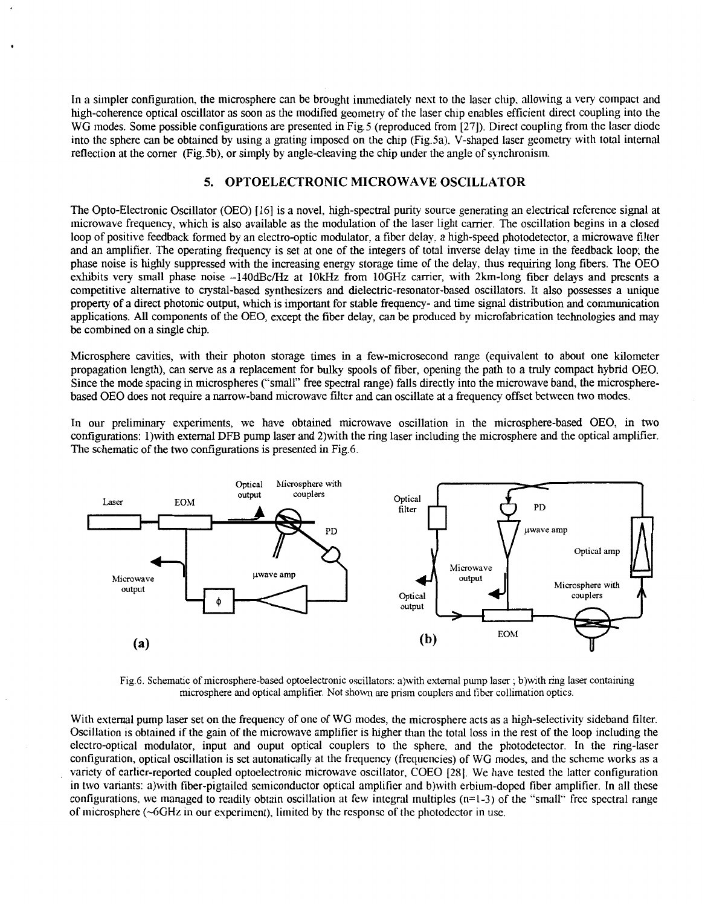In a simpler configuration, the microsphere can be brought immediately next to the laser chip, allowing a very compact and high-coherence optical oscillator as soon as the modified geometry of the laser chip enables efficient direct coupling into the WG modes. Some possible configurations are presented in Fig.5 (reproduced from [27]). Direct coupling from the laser diode into the sphere can be obtained by using a grating imposed on the chip (Fig.5a), V-shaped laser geometry with total internal reflection at the corner (Fig.5b), or simply by angle-cleaving the chip under the angle of synchronism.

## 5. OPTOELECTRONIC MICROWAVE OSCILLATOR

The Opto-Electronic Oscillator (OEO) [16] is a novel, high-spectral purity source generating an electrical reference signal at microwave frequency, which is also available as the modulation of the laser light carrier. The oscillation begins in a closed loop of positive feedback formed by an electro-optic modulator, a fiber delay, a high-speed photodetector, a microwave filter and an amplifier. The operating frequency is set at one of the integers of total inverse delay time in the feedback loop; the phase noise is highly suppressed with the increasing energy storage time of the delay, thus requiring long fibers. The OEO exhibits very small phase noise -140dBc/Hz at 10kHz from 10GHz carrier, with 2km-long fiber delays and presents a competitive alternative to crystal-based synthesizers and dielectric-resonator-based oscillators. It also possesses a unique property of a direct photonic output, which is important for stable frequency- and time signal distribution and communication applications. All components of the OEO, except the fiber delay, can be produced by microfabrication technologies and may be combined on a single chip.

Microsphere cavities, with their photon storage times in a few-microsecond range (equivalent to about one kilometer propagation length), can serve as a replacement for bulky spools of fiber, opening the path to a truly compact hybrid OEO. Since the mode spacing in microspheres ("small" free spectral range) falls directly into the microwave band, the microsphere-based OEO does not require a narrow-band microwave filter and can oscillate at a frequency offset between two modes.

In our preliminary experiments, we have obtained microwave oscillation in the microsphere-based OEO, in two configurations: 1)with external DFB pump laser and 2)with the ring laser including the microsphere and the optical amplifier. The schematic of the two configurations is presented in Fig.6.

Fig.6. Schematic of microsphere-based optoelectronic oscillators: a)with external pump laser ; b)with ring laser containing microsphere and optical amplifier. Not shown are prism couplers and fiber collimation optics.

With external pump laser set on the frequency of one of WG modes, the microsphere acts as a high-selectivity sideband filter. Oscillation is obtained if the gain of the microwave amplifier is higher than the total loss in the rest of the loop including the electro-optical modulator, input and ouput optical couplers to the sphere, and the photodetector. In the ring-laser configuration, optical oscillation is set autonatically at the frequency (frequencies) of WG modes, and the scheme works as a variety of earlier-reported coupled optoelectronic microwave oscillator, COEO [28]. We have tested the latter configuration in two variants: a)with fiber-pigtailed semiconductor optical amplifier and b)with erbium-doped fiber amplifier. In all these configurations, we managed to readily obtain oscillation at few integral multiples (n=1-3) of the "small" free spectral range of microsphere (~6GHz in our experiment), limited by the response of the photodector in use.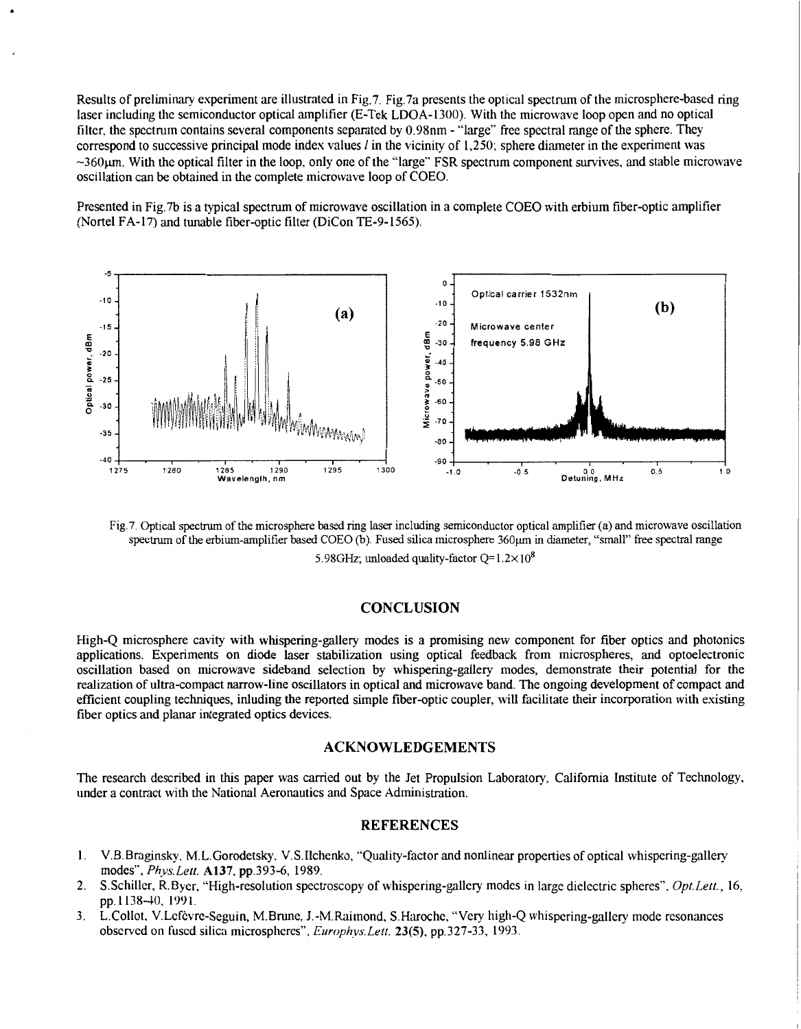Results of preliminary experiment are illustrated in Fig.7. Fig.7a presents the optical spectrum of the microsphere-based ring laser including the semiconductor optical amplifier (E-Tek LDOA-1300). With the microwave loop open and no optical filter, the spectrum contains several components separated by 0.98nm - "large" free spectral range of the sphere. They correspond to successive principal mode index values $l$ in the vicinity of 1,250; sphere diameter in the experiment was ~360μm. With the optical filter in the loop, only one of the "large" FSR spectrum component survives, and stable microwave oscillation can be obtained in the complete microwave loop of COEO.

Presented in Fig.7b is a typical spectrum of microwave oscillation in a complete COEO with erbium fiber-optic amplifier (Nortel FA-17) and tunable fiber-optic filter (DiCon TE-9-1565).

Fig.7. Optical spectrum of the microsphere based ring laser including semiconductor optical amplifier (a) and microwave oscillation spectrum of the erbium-amplifier based COEO (b). Fused silica microsphere 360μm in diameter, "small" free spectral range 5.98GHz; unloaded quality-factor $Q=1.2\times10^8$

## CONCLUSION

High-Q microsphere cavity with whispering-gallery modes is a promising new component for fiber optics and photonics applications. Experiments on diode laser stabilization using optical feedback from microspheres, and optoelectronic oscillation based on microwave sideband selection by whispering-gallery modes, demonstrate their potential for the realization of ultra-compact narrow-line oscillators in optical and microwave band. The ongoing development of compact and efficient coupling techniques, inluding the reported simple fiber-optic coupler, will facilitate their incorporation with existing fiber optics and planar integrated optics devices.

## ACKNOWLEDGEMENTS

The research described in this paper was carried out by the Jet Propulsion Laboratory, California Institute of Technology, under a contract with the National Aeronautics and Space Administration.

## REFERENCES

1. V.B.Braginsky, M.L.Gorodetsky, V.S.Ilchenko, "Quality-factor and nonlinear properties of optical whispering-gallery modes", *Phys.Lett.* **A137**, pp.393-6, 1989.
2. S.Schiller, R.Byer, "High-resolution spectroscopy of whispering-gallery modes in large dielectric spheres", *Opt.Lett.*, 16, pp.1138-40, 1991.
3. L.Collot, V.Lefèvre-Seguin, M.Brune, J.-M.Raimond, S.Haroche, "Very high-Q whispering-gallery mode resonances observed on fused silica microspheres", *Europhys.Lett.* **23(5)**, pp.327-33, 1993.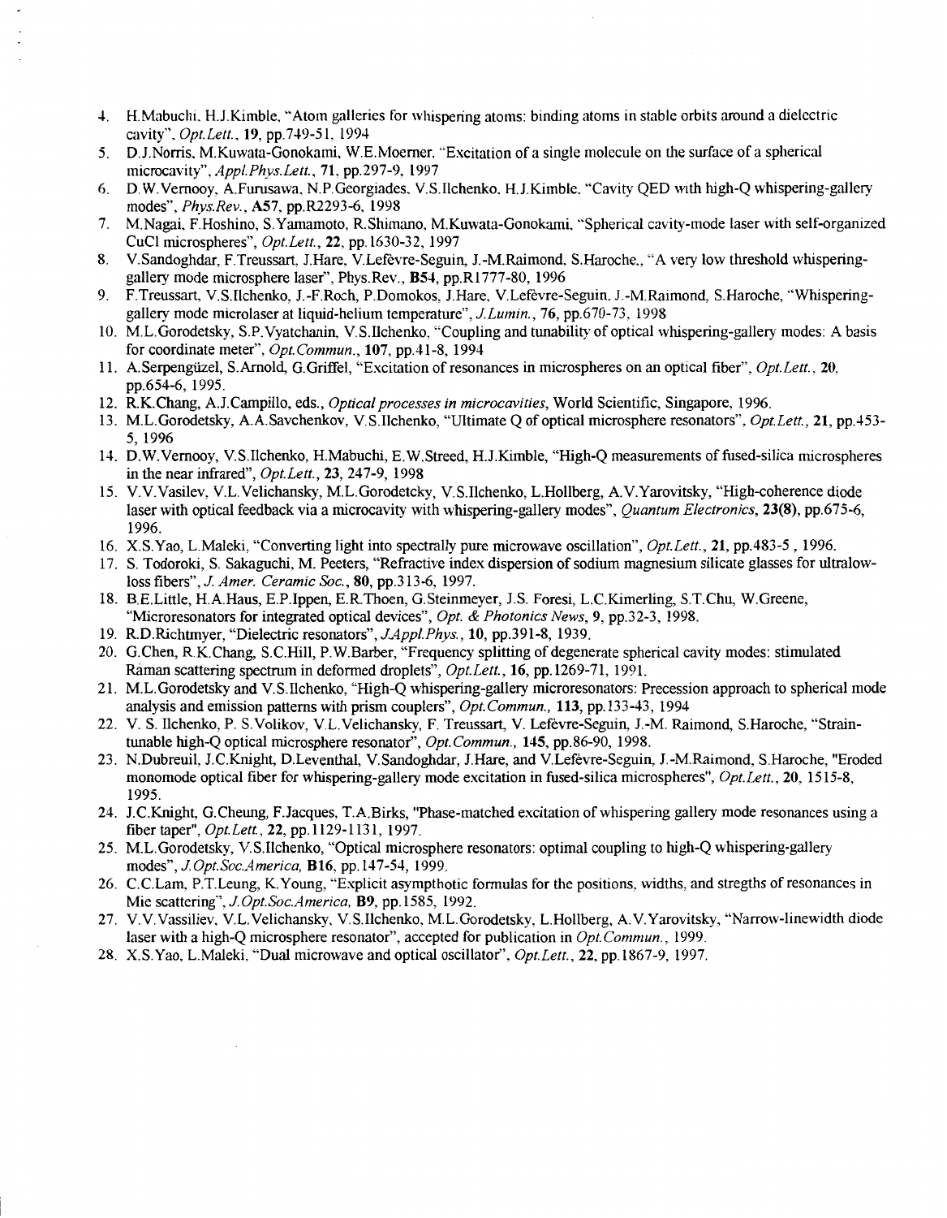4. H.Mabuchi, H.J.Kimble, "Atom galleries for whispering atoms: binding atoms in stable orbits around a dielectric cavity", *Opt.Lett.*, **19**, pp.749-51, 1994
5. D.J.Norris, M.Kuwata-Gonokami, W.E.Moerner, "Excitation of a single molecule on the surface of a spherical microcavity", *Appl.Phys.Lett.*, **71**, pp.297-9, 1997
6. D.W.Vernooy, A.Furusawa, N.P.Georgiades, V.S.Ilchenko, H.J.Kimble, "Cavity QED with high-Q whispering-gallery modes", *Phys.Rev.*, **A57**, pp.R2293-6, 1998
7. M.Nagai, F.Hoshino, S.Yamamoto, R.Shimano, M.Kuwata-Gonokami, "Spherical cavity-mode laser with self-organized CuCl microspheres", *Opt.Lett.*, **22**, pp.1630-32, 1997
8. V.Sandoghdar, F.Treussart, J.Hare, V.Lefèvre-Seguin, J.-M.Raimond, S.Haroche,, "A very low threshold whispering-gallery mode microsphere laser", Phys.Rev., **B54**, pp.R1777-80, 1996
9. F.Treussart, V.S.Ilchenko, J.-F.Roch, P.Domokos, J.Hare, V.Lefèvre-Seguin, J.-M.Raimond, S.Haroche, "Whispering-gallery mode microlaser at liquid-helium temperature", *J.Lumin.*, **76**, pp.670-73, 1998
10. M.L.Gorodetsky, S.P.Vyatchanin, V.S.Ilchenko, "Coupling and tunability of optical whispering-gallery modes: A basis for coordinate meter", *Opt.Commun.*, **107**, pp.41-8, 1994
11. A.Serpengüzel, S.Arnold, G.Griffel, "Excitation of resonances in microspheres on an optical fiber", *Opt.Lett.*, **20**, pp.654-6, 1995.
12. R.K.Chang, A.J.Campillo, eds., *Optical processes in microcavities*, World Scientific, Singapore, 1996.
13. M.L.Gorodetsky, A.A.Savchenkov, V.S.Ilchenko, "Ultimate Q of optical microsphere resonators", *Opt.Lett.*, **21**, pp.453-5, 1996
14. D.W.Vernooy, V.S.Ilchenko, H.Mabuchi, E.W.Streed, H.J.Kimble, "High-Q measurements of fused-silica microspheres in the near infrared", *Opt.Lett.*, **23**, 247-9, 1998
15. V.V.Vasilev, V.L.Velichansky, M.L.Gorodetcky, V.S.Ilchenko, L.Hollberg, A.V.Yarovitsky, "High-coherence diode laser with optical feedback via a microcavity with whispering-gallery modes", *Quantum Electronics*, **23(8)**, pp.675-6, 1996.
16. X.S.Yao, L.Maleki, "Converting light into spectrally pure microwave oscillation", *Opt.Lett.*, **21**, pp.483-5 , 1996.
17. S. Todoroki, S. Sakaguchi, M. Peeters, "Refractive index dispersion of sodium magnesium silicate glasses for ultralow-loss fibers", *J. Amer. Ceramic Soc.*, **80**, pp.313-6, 1997.
18. B.E.Little, H.A.Haus, E.P.Ippen, E.R.Thoen, G.Steinmeyer, J.S. Foresi, L.C.Kimerling, S.T.Chu, W.Greene, "Microresonators for integrated optical devices", *Opt. & Photonics News*, **9**, pp.32-3, 1998.
19. R.D.Richtmyer, "Dielectric resonators", *J.Appl.Phys.*, **10**, pp.391-8, 1939.
20. G.Chen, R.K.Chang, S.C.Hill, P.W.Barber, "Frequency splitting of degenerate spherical cavity modes: stimulated Raman scattering spectrum in deformed droplets", *Opt.Lett.*, **16**, pp.1269-71, 1991.
21. M.L.Gorodetsky and V.S.Ilchenko, "High-Q whispering-gallery microresonators: Precession approach to spherical mode analysis and emission patterns with prism couplers", *Opt.Commun.*, **113**, pp.133-43, 1994
22. V. S. Ilchenko, P. S.Volikov, V.L.Velichansky, F. Treussart, V. Lefèvre-Seguin, J.-M. Raimond, S.Haroche, "Strain-tunable high-Q optical microsphere resonator", *Opt.Commun.*, **145**, pp.86-90, 1998.
23. N.Dubreuil, J.C.Knight, D.Leventhal, V.Sandoghdar, J.Hare, and V.Lefèvre-Seguin, J.-M.Raimond, S.Haroche, "Eroded monomode optical fiber for whispering-gallery mode excitation in fused-silica microspheres", *Opt.Lett.*, **20**, 1515-8, 1995.
24. J.C.Knight, G.Cheung, F.Jacques, T.A.Birks, "Phase-matched excitation of whispering gallery mode resonances using a fiber taper", *Opt.Lett.*, **22**, pp.1129-1131, 1997.
25. M.L.Gorodetsky, V.S.Ilchenko, "Optical microsphere resonators: optimal coupling to high-Q whispering-gallery modes", *J.Opt.Soc.America*, **B16**, pp.147-54, 1999.
26. C.C.Lam, P.T.Leung, K.Young, "Explicit asympthotic formulas for the positions, widths, and stregths of resonances in Mie scattering", *J.Opt.Soc.America*, **B9**, pp.1585, 1992.
27. V.V.Vassiliev, V.L.Velichansky, V.S.Ilchenko, M.L.Gorodetsky, L.Hollberg, A.V.Yarovitsky, "Narrow-linewidth diode laser with a high-Q microsphere resonator", accepted for publication in *Opt.Commun.*, 1999.
28. X.S.Yao, L.Maleki, "Dual microwave and optical oscillator", *Opt.Lett.*, **22**, pp.1867-9, 1997.